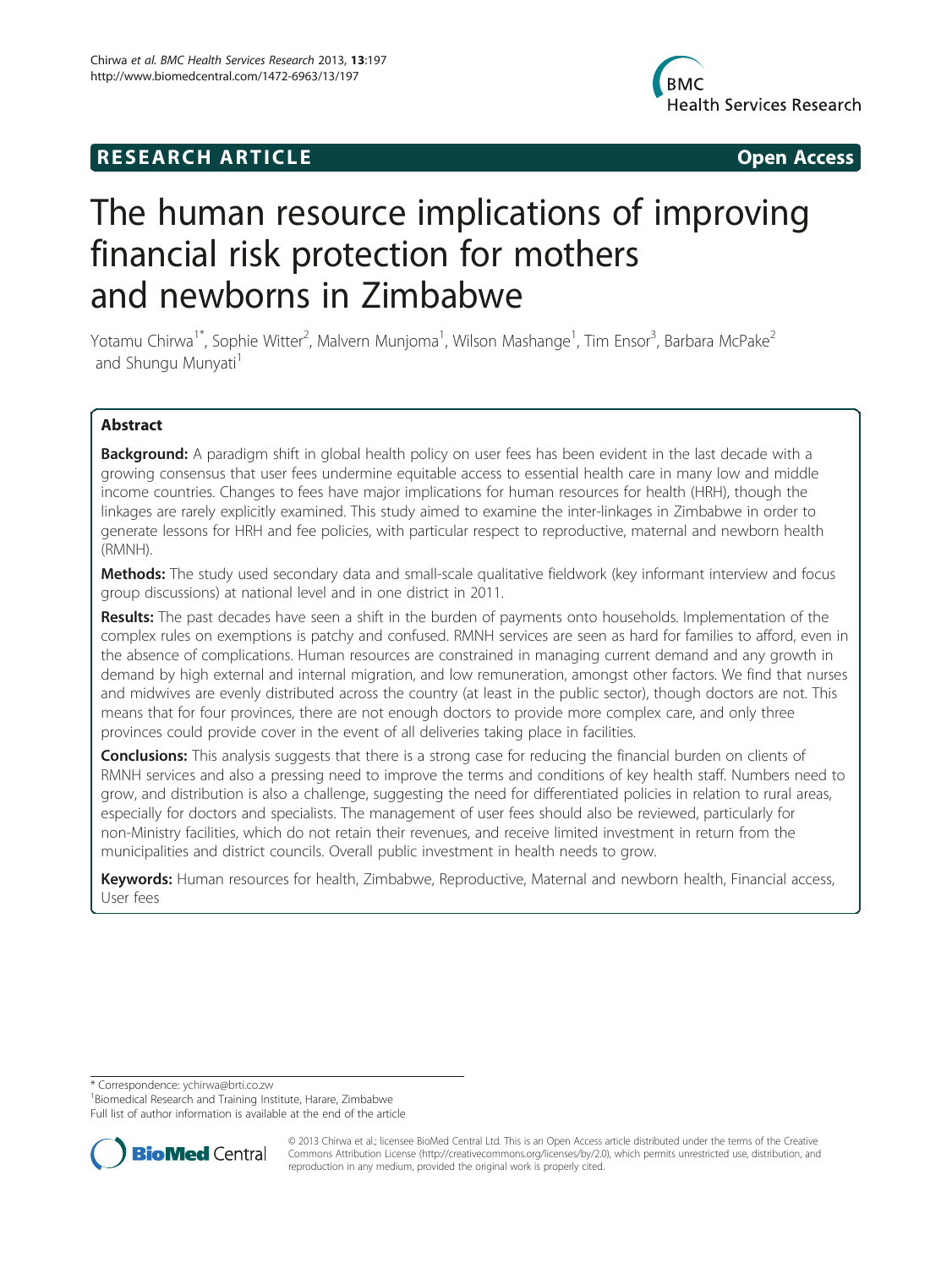RESEARCH ARTICLE Open Access

# The human resource implications of improving financial risk protection for mothers and newborns in Zimbabwe

Yotamu Chirwa[1*], Sophie Witter[2], Malvern Munjoma[1], Wilson Mashange[1], Tim Ensor[3], Barbara McPake[2] and Shungu Munyati[1]

## Abstract

**Background:** A paradigm shift in global health policy on user fees has been evident in the last decade with a growing consensus that user fees undermine equitable access to essential health care in many low and middle income countries. Changes to fees have major implications for human resources for health (HRH), though the linkages are rarely explicitly examined. This study aimed to examine the inter-linkages in Zimbabwe in order to generate lessons for HRH and fee policies, with particular respect to reproductive, maternal and newborn health (RMNH).

**Methods:** The study used secondary data and small-scale qualitative fieldwork (key informant interview and focus group discussions) at national level and in one district in 2011.

**Results:** The past decades have seen a shift in the burden of payments onto households. Implementation of the complex rules on exemptions is patchy and confused. RMNH services are seen as hard for families to afford, even in the absence of complications. Human resources are constrained in managing current demand and any growth in demand by high external and internal migration, and low remuneration, amongst other factors. We find that nurses and midwives are evenly distributed across the country (at least in the public sector), though doctors are not. This means that for four provinces, there are not enough doctors to provide more complex care, and only three provinces could provide cover in the event of all deliveries taking place in facilities.

**Conclusions:** This analysis suggests that there is a strong case for reducing the financial burden on clients of RMNH services and also a pressing need to improve the terms and conditions of key health staff. Numbers need to grow, and distribution is also a challenge, suggesting the need for differentiated policies in relation to rural areas, especially for doctors and specialists. The management of user fees should also be reviewed, particularly for non-Ministry facilities, which do not retain their revenues, and receive limited investment in return from the municipalities and district councils. Overall public investment in health needs to grow.

**Keywords:** Human resources for health, Zimbabwe, Reproductive, Maternal and newborn health, Financial access, User fees

\* Correspondence: ychirwa@brti.co.zw
[1]Biomedical Research and Training Institute, Harare, Zimbabwe
Full list of author information is available at the end of the article

© 2013 Chirwa et al.; licensee BioMed Central Ltd. This is an Open Access article distributed under the terms of the Creative Commons Attribution License (http://creativecommons.org/licenses/by/2.0), which permits unrestricted use, distribution, and reproduction in any medium, provided the original work is properly cited.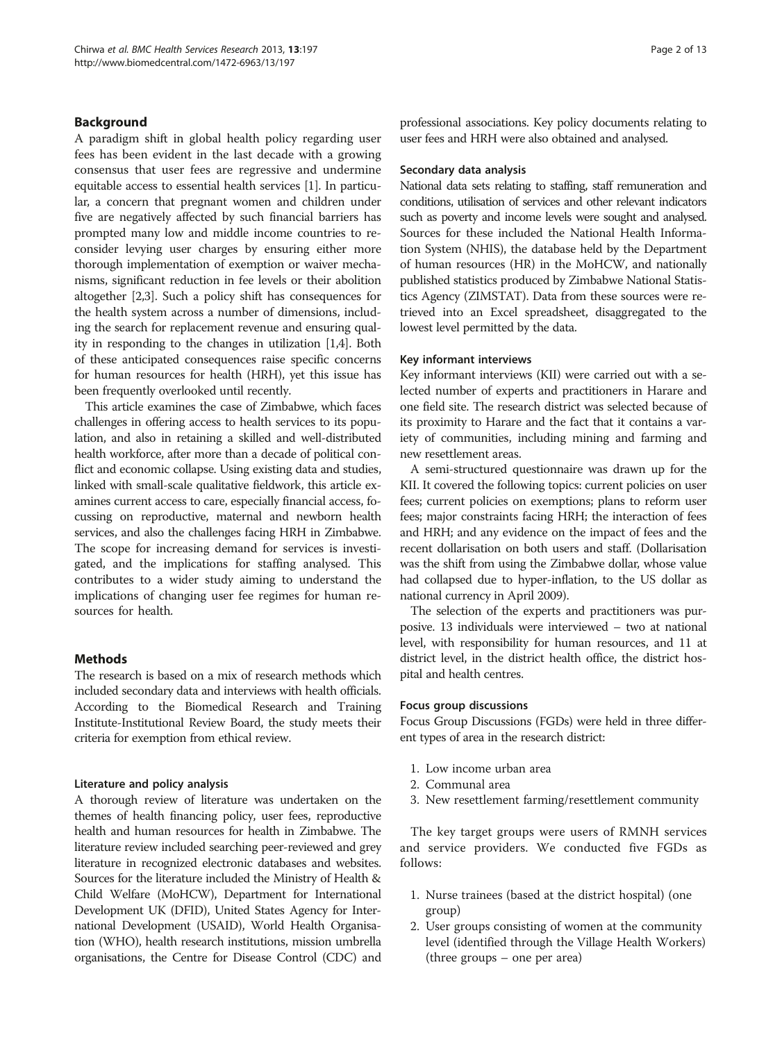## Background

A paradigm shift in global health policy regarding user fees has been evident in the last decade with a growing consensus that user fees are regressive and undermine equitable access to essential health services [1]. In particular, a concern that pregnant women and children under five are negatively affected by such financial barriers has prompted many low and middle income countries to reconsider levying user charges by ensuring either more thorough implementation of exemption or waiver mechanisms, significant reduction in fee levels or their abolition altogether [2,3]. Such a policy shift has consequences for the health system across a number of dimensions, including the search for replacement revenue and ensuring quality in responding to the changes in utilization [1,4]. Both of these anticipated consequences raise specific concerns for human resources for health (HRH), yet this issue has been frequently overlooked until recently.

This article examines the case of Zimbabwe, which faces challenges in offering access to health services to its population, and also in retaining a skilled and well-distributed health workforce, after more than a decade of political conflict and economic collapse. Using existing data and studies, linked with small-scale qualitative fieldwork, this article examines current access to care, especially financial access, focussing on reproductive, maternal and newborn health services, and also the challenges facing HRH in Zimbabwe. The scope for increasing demand for services is investigated, and the implications for staffing analysed. This contributes to a wider study aiming to understand the implications of changing user fee regimes for human resources for health.

## Methods

The research is based on a mix of research methods which included secondary data and interviews with health officials. According to the Biomedical Research and Training Institute-Institutional Review Board, the study meets their criteria for exemption from ethical review.

### Literature and policy analysis

A thorough review of literature was undertaken on the themes of health financing policy, user fees, reproductive health and human resources for health in Zimbabwe. The literature review included searching peer-reviewed and grey literature in recognized electronic databases and websites. Sources for the literature included the Ministry of Health & Child Welfare (MoHCW), Department for International Development UK (DFID), United States Agency for International Development (USAID), World Health Organisation (WHO), health research institutions, mission umbrella organisations, the Centre for Disease Control (CDC) and professional associations. Key policy documents relating to user fees and HRH were also obtained and analysed.

### Secondary data analysis

National data sets relating to staffing, staff remuneration and conditions, utilisation of services and other relevant indicators such as poverty and income levels were sought and analysed. Sources for these included the National Health Information System (NHIS), the database held by the Department of human resources (HR) in the MoHCW, and nationally published statistics produced by Zimbabwe National Statistics Agency (ZIMSTAT). Data from these sources were retrieved into an Excel spreadsheet, disaggregated to the lowest level permitted by the data.

### Key informant interviews

Key informant interviews (KII) were carried out with a selected number of experts and practitioners in Harare and one field site. The research district was selected because of its proximity to Harare and the fact that it contains a variety of communities, including mining and farming and new resettlement areas.

A semi-structured questionnaire was drawn up for the KII. It covered the following topics: current policies on user fees; current policies on exemptions; plans to reform user fees; major constraints facing HRH; the interaction of fees and HRH; and any evidence on the impact of fees and the recent dollarisation on both users and staff. (Dollarisation was the shift from using the Zimbabwe dollar, whose value had collapsed due to hyper-inflation, to the US dollar as national currency in April 2009).

The selection of the experts and practitioners was purposive. 13 individuals were interviewed – two at national level, with responsibility for human resources, and 11 at district level, in the district health office, the district hospital and health centres.

### Focus group discussions

Focus Group Discussions (FGDs) were held in three different types of area in the research district:

1. Low income urban area
2. Communal area
3. New resettlement farming/resettlement community

The key target groups were users of RMNH services and service providers. We conducted five FGDs as follows:

1. Nurse trainees (based at the district hospital) (one group)
2. User groups consisting of women at the community level (identified through the Village Health Workers) (three groups – one per area)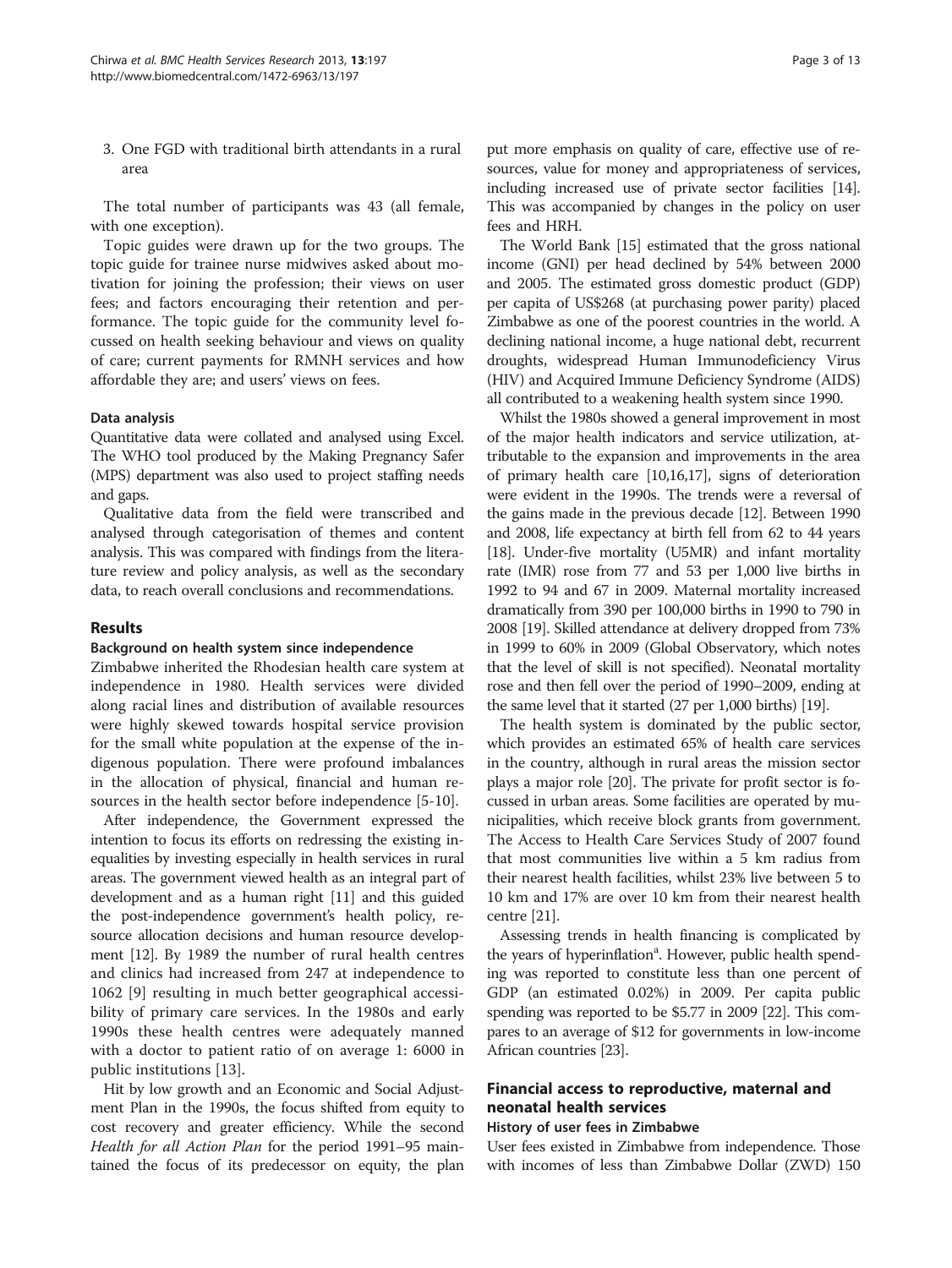3. One FGD with traditional birth attendants in a rural area

The total number of participants was 43 (all female, with one exception).

Topic guides were drawn up for the two groups. The topic guide for trainee nurse midwives asked about motivation for joining the profession; their views on user fees; and factors encouraging their retention and performance. The topic guide for the community level focussed on health seeking behaviour and views on quality of care; current payments for RMNH services and how affordable they are; and users' views on fees.

#### Data analysis

Quantitative data were collated and analysed using Excel. The WHO tool produced by the Making Pregnancy Safer (MPS) department was also used to project staffing needs and gaps.

Qualitative data from the field were transcribed and analysed through categorisation of themes and content analysis. This was compared with findings from the literature review and policy analysis, as well as the secondary data, to reach overall conclusions and recommendations.

## Results

#### Background on health system since independence

Zimbabwe inherited the Rhodesian health care system at independence in 1980. Health services were divided along racial lines and distribution of available resources were highly skewed towards hospital service provision for the small white population at the expense of the indigenous population. There were profound imbalances in the allocation of physical, financial and human resources in the health sector before independence [5-10].

After independence, the Government expressed the intention to focus its efforts on redressing the existing inequalities by investing especially in health services in rural areas. The government viewed health as an integral part of development and as a human right [11] and this guided the post-independence government's health policy, resource allocation decisions and human resource development [12]. By 1989 the number of rural health centres and clinics had increased from 247 at independence to 1062 [9] resulting in much better geographical accessibility of primary care services. In the 1980s and early 1990s these health centres were adequately manned with a doctor to patient ratio of on average 1: 6000 in public institutions [13].

Hit by low growth and an Economic and Social Adjustment Plan in the 1990s, the focus shifted from equity to cost recovery and greater efficiency. While the second *Health for all Action Plan* for the period 1991–95 maintained the focus of its predecessor on equity, the plan put more emphasis on quality of care, effective use of resources, value for money and appropriateness of services, including increased use of private sector facilities [14]. This was accompanied by changes in the policy on user fees and HRH.

The World Bank [15] estimated that the gross national income (GNI) per head declined by 54% between 2000 and 2005. The estimated gross domestic product (GDP) per capita of US$268 (at purchasing power parity) placed Zimbabwe as one of the poorest countries in the world. A declining national income, a huge national debt, recurrent droughts, widespread Human Immunodeficiency Virus (HIV) and Acquired Immune Deficiency Syndrome (AIDS) all contributed to a weakening health system since 1990.

Whilst the 1980s showed a general improvement in most of the major health indicators and service utilization, attributable to the expansion and improvements in the area of primary health care [10,16,17], signs of deterioration were evident in the 1990s. The trends were a reversal of the gains made in the previous decade [12]. Between 1990 and 2008, life expectancy at birth fell from 62 to 44 years [18]. Under-five mortality (U5MR) and infant mortality rate (IMR) rose from 77 and 53 per 1,000 live births in 1992 to 94 and 67 in 2009. Maternal mortality increased dramatically from 390 per 100,000 births in 1990 to 790 in 2008 [19]. Skilled attendance at delivery dropped from 73% in 1999 to 60% in 2009 (Global Observatory, which notes that the level of skill is not specified). Neonatal mortality rose and then fell over the period of 1990–2009, ending at the same level that it started (27 per 1,000 births) [19].

The health system is dominated by the public sector, which provides an estimated 65% of health care services in the country, although in rural areas the mission sector plays a major role [20]. The private for profit sector is focussed in urban areas. Some facilities are operated by municipalities, which receive block grants from government. The Access to Health Care Services Study of 2007 found that most communities live within a 5 km radius from their nearest health facilities, whilst 23% live between 5 to 10 km and 17% are over 10 km from their nearest health centre [21].

Assessing trends in health financing is complicated by the years of hyperinflation[a]. However, public health spending was reported to constitute less than one percent of GDP (an estimated 0.02%) in 2009. Per capita public spending was reported to be $5.77 in 2009 [22]. This compares to an average of $12 for governments in low-income African countries [23].

## Financial access to reproductive, maternal and neonatal health services

#### History of user fees in Zimbabwe

User fees existed in Zimbabwe from independence. Those with incomes of less than Zimbabwe Dollar (ZWD) 150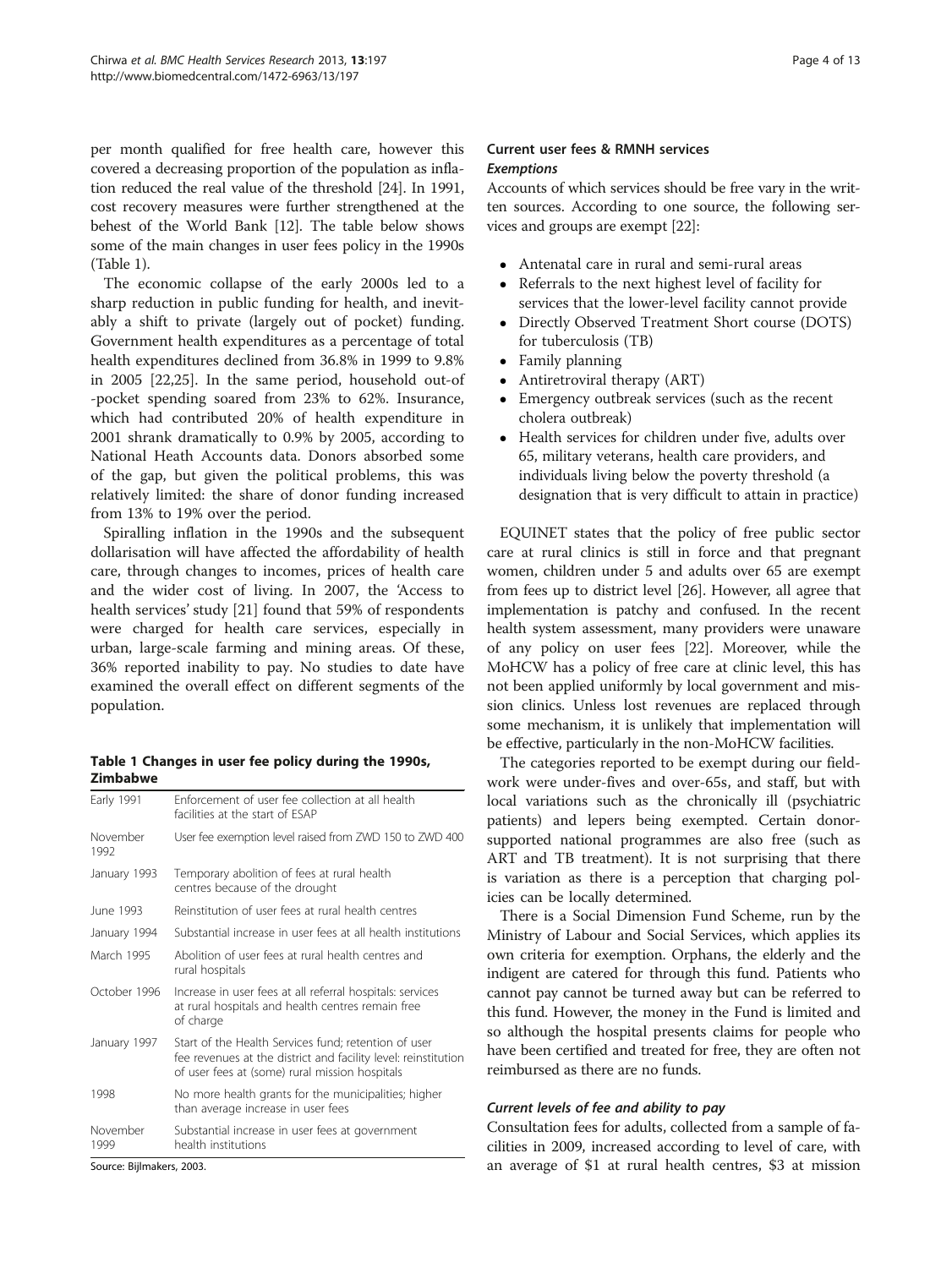per month qualified for free health care, however this covered a decreasing proportion of the population as inflation reduced the real value of the threshold [24]. In 1991, cost recovery measures were further strengthened at the behest of the World Bank [12]. The table below shows some of the main changes in user fees policy in the 1990s (Table 1).

The economic collapse of the early 2000s led to a sharp reduction in public funding for health, and inevitably a shift to private (largely out of pocket) funding. Government health expenditures as a percentage of total health expenditures declined from 36.8% in 1999 to 9.8% in 2005 [22,25]. In the same period, household out-of -pocket spending soared from 23% to 62%. Insurance, which had contributed 20% of health expenditure in 2001 shrank dramatically to 0.9% by 2005, according to National Heath Accounts data. Donors absorbed some of the gap, but given the political problems, this was relatively limited: the share of donor funding increased from 13% to 19% over the period.

Spiralling inflation in the 1990s and the subsequent dollarisation will have affected the affordability of health care, through changes to incomes, prices of health care and the wider cost of living. In 2007, the 'Access to health services' study [21] found that 59% of respondents were charged for health care services, especially in urban, large-scale farming and mining areas. Of these, 36% reported inability to pay. No studies to date have examined the overall effect on different segments of the population.

**Table 1 Changes in user fee policy during the 1990s, Zimbabwe**

| | |
|---|---|
| Early 1991 | Enforcement of user fee collection at all health facilities at the start of ESAP |
| November 1992 | User fee exemption level raised from ZWD 150 to ZWD 400 |
| January 1993 | Temporary abolition of fees at rural health centres because of the drought |
| June 1993 | Reinstitution of user fees at rural health centres |
| January 1994 | Substantial increase in user fees at all health institutions |
| March 1995 | Abolition of user fees at rural health centres and rural hospitals |
| October 1996 | Increase in user fees at all referral hospitals: services at rural hospitals and health centres remain free of charge |
| January 1997 | Start of the Health Services fund; retention of user fee revenues at the district and facility level: reinstitution of user fees at (some) rural mission hospitals |
| 1998 | No more health grants for the municipalities; higher than average increase in user fees |
| November 1999 | Substantial increase in user fees at government health institutions |

Source: Bijlmakers, 2003.

## Current user fees & RMNH services

### *Exemptions*

Accounts of which services should be free vary in the written sources. According to one source, the following services and groups are exempt [22]:

- Antenatal care in rural and semi-rural areas
- Referrals to the next highest level of facility for services that the lower-level facility cannot provide
- Directly Observed Treatment Short course (DOTS) for tuberculosis (TB)
- Family planning
- Antiretroviral therapy (ART)
- Emergency outbreak services (such as the recent cholera outbreak)
- Health services for children under five, adults over 65, military veterans, health care providers, and individuals living below the poverty threshold (a designation that is very difficult to attain in practice)

EQUINET states that the policy of free public sector care at rural clinics is still in force and that pregnant women, children under 5 and adults over 65 are exempt from fees up to district level [26]. However, all agree that implementation is patchy and confused. In the recent health system assessment, many providers were unaware of any policy on user fees [22]. Moreover, while the MoHCW has a policy of free care at clinic level, this has not been applied uniformly by local government and mission clinics. Unless lost revenues are replaced through some mechanism, it is unlikely that implementation will be effective, particularly in the non-MoHCW facilities.

The categories reported to be exempt during our fieldwork were under-fives and over-65s, and staff, but with local variations such as the chronically ill (psychiatric patients) and lepers being exempted. Certain donor-supported national programmes are also free (such as ART and TB treatment). It is not surprising that there is variation as there is a perception that charging policies can be locally determined.

There is a Social Dimension Fund Scheme, run by the Ministry of Labour and Social Services, which applies its own criteria for exemption. Orphans, the elderly and the indigent are catered for through this fund. Patients who cannot pay cannot be turned away but can be referred to this fund. However, the money in the Fund is limited and so although the hospital presents claims for people who have been certified and treated for free, they are often not reimbursed as there are no funds.

### *Current levels of fee and ability to pay*

Consultation fees for adults, collected from a sample of facilities in 2009, increased according to level of care, with an average of $1 at rural health centres, $3 at mission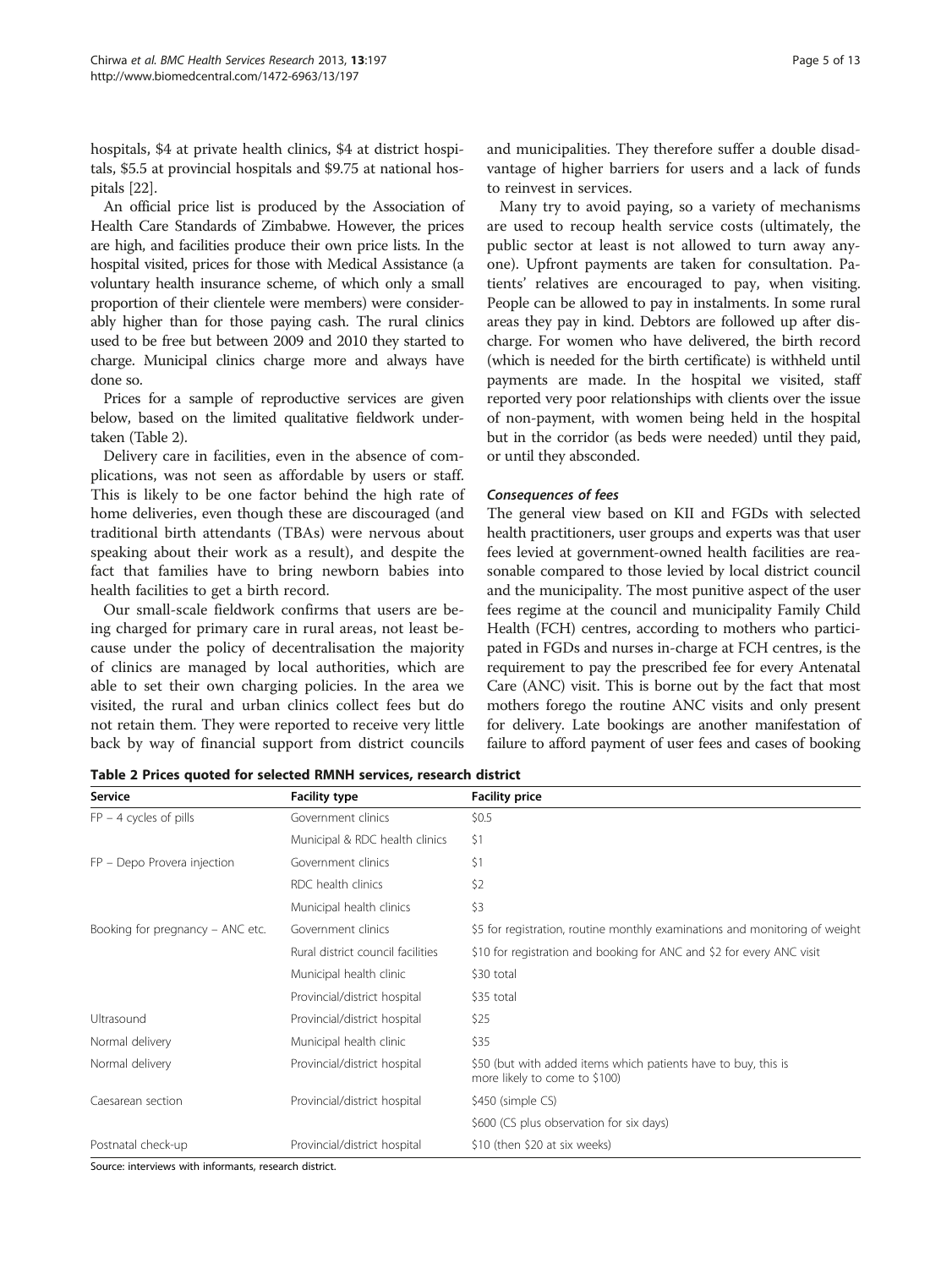hospitals, \$4 at private health clinics, \$4 at district hospitals, \$5.5 at provincial hospitals and \$9.75 at national hospitals [22].

An official price list is produced by the Association of Health Care Standards of Zimbabwe. However, the prices are high, and facilities produce their own price lists. In the hospital visited, prices for those with Medical Assistance (a voluntary health insurance scheme, of which only a small proportion of their clientele were members) were considerably higher than for those paying cash. The rural clinics used to be free but between 2009 and 2010 they started to charge. Municipal clinics charge more and always have done so.

Prices for a sample of reproductive services are given below, based on the limited qualitative fieldwork undertaken (Table 2).

Delivery care in facilities, even in the absence of complications, was not seen as affordable by users or staff. This is likely to be one factor behind the high rate of home deliveries, even though these are discouraged (and traditional birth attendants (TBAs) were nervous about speaking about their work as a result), and despite the fact that families have to bring newborn babies into health facilities to get a birth record.

Our small-scale fieldwork confirms that users are being charged for primary care in rural areas, not least because under the policy of decentralisation the majority of clinics are managed by local authorities, which are able to set their own charging policies. In the area we visited, the rural and urban clinics collect fees but do not retain them. They were reported to receive very little back by way of financial support from district councils and municipalities. They therefore suffer a double disadvantage of higher barriers for users and a lack of funds to reinvest in services.

Many try to avoid paying, so a variety of mechanisms are used to recoup health service costs (ultimately, the public sector at least is not allowed to turn away anyone). Upfront payments are taken for consultation. Patients' relatives are encouraged to pay, when visiting. People can be allowed to pay in instalments. In some rural areas they pay in kind. Debtors are followed up after discharge. For women who have delivered, the birth record (which is needed for the birth certificate) is withheld until payments are made. In the hospital we visited, staff reported very poor relationships with clients over the issue of non-payment, with women being held in the hospital but in the corridor (as beds were needed) until they paid, or until they absconded.

### *Consequences of fees*

The general view based on KII and FGDs with selected health practitioners, user groups and experts was that user fees levied at government-owned health facilities are reasonable compared to those levied by local district council and the municipality. The most punitive aspect of the user fees regime at the council and municipality Family Child Health (FCH) centres, according to mothers who participated in FGDs and nurses in-charge at FCH centres, is the requirement to pay the prescribed fee for every Antenatal Care (ANC) visit. This is borne out by the fact that most mothers forego the routine ANC visits and only present for delivery. Late bookings are another manifestation of failure to afford payment of user fees and cases of booking

**Table 2 Prices quoted for selected RMNH services, research district**

| Service | Facility type | Facility price |
|---|---|---|
| FP – 4 cycles of pills | Government clinics | \$0.5 |
| | Municipal & RDC health clinics | \$1 |
| FP – Depo Provera injection | Government clinics | \$1 |
| | RDC health clinics | \$2 |
| | Municipal health clinics | \$3 |
| Booking for pregnancy – ANC etc. | Government clinics | \$5 for registration, routine monthly examinations and monitoring of weight |
| | Rural district council facilities | \$10 for registration and booking for ANC and \$2 for every ANC visit |
| | Municipal health clinic | \$30 total |
| | Provincial/district hospital | \$35 total |
| Ultrasound | Provincial/district hospital | \$25 |
| Normal delivery | Municipal health clinic | \$35 |
| Normal delivery | Provincial/district hospital | \$50 (but with added items which patients have to buy, this is more likely to come to \$100) |
| Caesarean section | Provincial/district hospital | \$450 (simple CS) |
| | | \$600 (CS plus observation for six days) |
| Postnatal check-up | Provincial/district hospital | \$10 (then \$20 at six weeks) |

Source: interviews with informants, research district.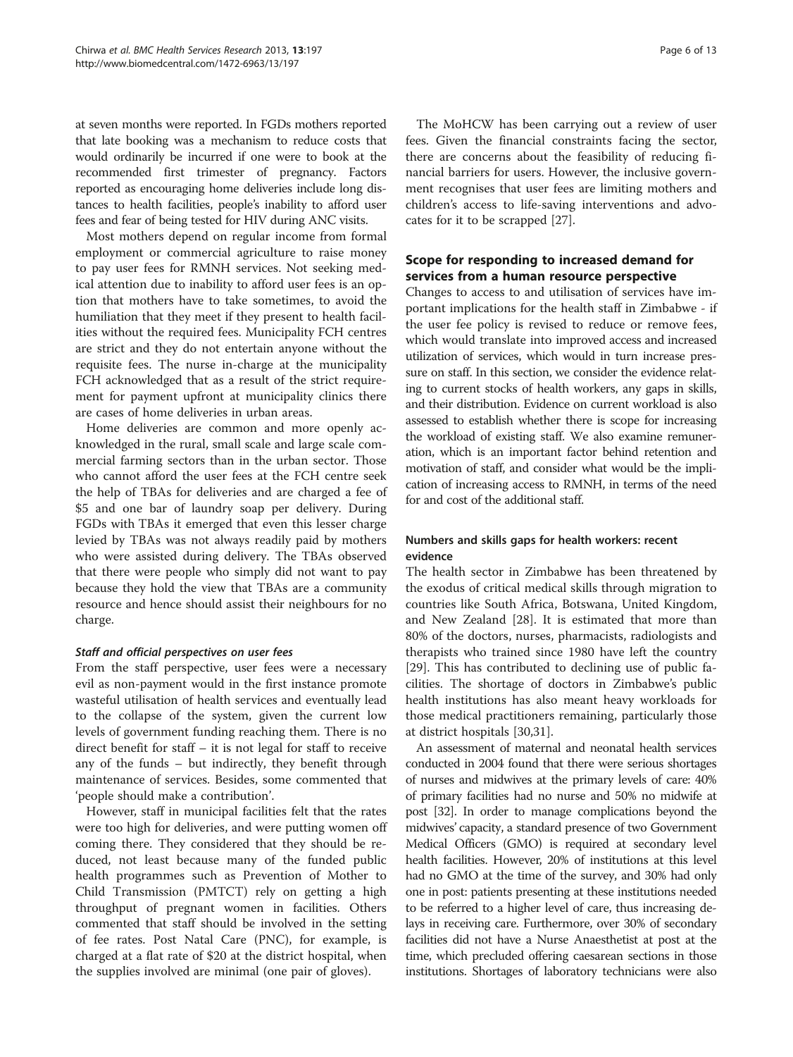at seven months were reported. In FGDs mothers reported that late booking was a mechanism to reduce costs that would ordinarily be incurred if one were to book at the recommended first trimester of pregnancy. Factors reported as encouraging home deliveries include long distances to health facilities, people's inability to afford user fees and fear of being tested for HIV during ANC visits.

Most mothers depend on regular income from formal employment or commercial agriculture to raise money to pay user fees for RMNH services. Not seeking medical attention due to inability to afford user fees is an option that mothers have to take sometimes, to avoid the humiliation that they meet if they present to health facilities without the required fees. Municipality FCH centres are strict and they do not entertain anyone without the requisite fees. The nurse in-charge at the municipality FCH acknowledged that as a result of the strict requirement for payment upfront at municipality clinics there are cases of home deliveries in urban areas.

Home deliveries are common and more openly acknowledged in the rural, small scale and large scale commercial farming sectors than in the urban sector. Those who cannot afford the user fees at the FCH centre seek the help of TBAs for deliveries and are charged a fee of $5 and one bar of laundry soap per delivery. During FGDs with TBAs it emerged that even this lesser charge levied by TBAs was not always readily paid by mothers who were assisted during delivery. The TBAs observed that there were people who simply did not want to pay because they hold the view that TBAs are a community resource and hence should assist their neighbours for no charge.

#### *Staff and official perspectives on user fees*

From the staff perspective, user fees were a necessary evil as non-payment would in the first instance promote wasteful utilisation of health services and eventually lead to the collapse of the system, given the current low levels of government funding reaching them. There is no direct benefit for staff – it is not legal for staff to receive any of the funds – but indirectly, they benefit through maintenance of services. Besides, some commented that 'people should make a contribution'.

However, staff in municipal facilities felt that the rates were too high for deliveries, and were putting women off coming there. They considered that they should be reduced, not least because many of the funded public health programmes such as Prevention of Mother to Child Transmission (PMTCT) rely on getting a high throughput of pregnant women in facilities. Others commented that staff should be involved in the setting of fee rates. Post Natal Care (PNC), for example, is charged at a flat rate of $20 at the district hospital, when the supplies involved are minimal (one pair of gloves).

The MoHCW has been carrying out a review of user fees. Given the financial constraints facing the sector, there are concerns about the feasibility of reducing financial barriers for users. However, the inclusive government recognises that user fees are limiting mothers and children's access to life-saving interventions and advocates for it to be scrapped [27].

## Scope for responding to increased demand for services from a human resource perspective

Changes to access to and utilisation of services have important implications for the health staff in Zimbabwe - if the user fee policy is revised to reduce or remove fees, which would translate into improved access and increased utilization of services, which would in turn increase pressure on staff. In this section, we consider the evidence relating to current stocks of health workers, any gaps in skills, and their distribution. Evidence on current workload is also assessed to establish whether there is scope for increasing the workload of existing staff. We also examine remuneration, which is an important factor behind retention and motivation of staff, and consider what would be the implication of increasing access to RMNH, in terms of the need for and cost of the additional staff.

### Numbers and skills gaps for health workers: recent evidence

The health sector in Zimbabwe has been threatened by the exodus of critical medical skills through migration to countries like South Africa, Botswana, United Kingdom, and New Zealand [28]. It is estimated that more than 80% of the doctors, nurses, pharmacists, radiologists and therapists who trained since 1980 have left the country [29]. This has contributed to declining use of public facilities. The shortage of doctors in Zimbabwe's public health institutions has also meant heavy workloads for those medical practitioners remaining, particularly those at district hospitals [30,31].

An assessment of maternal and neonatal health services conducted in 2004 found that there were serious shortages of nurses and midwives at the primary levels of care: 40% of primary facilities had no nurse and 50% no midwife at post [32]. In order to manage complications beyond the midwives' capacity, a standard presence of two Government Medical Officers (GMO) is required at secondary level health facilities. However, 20% of institutions at this level had no GMO at the time of the survey, and 30% had only one in post: patients presenting at these institutions needed to be referred to a higher level of care, thus increasing delays in receiving care. Furthermore, over 30% of secondary facilities did not have a Nurse Anaesthetist at post at the time, which precluded offering caesarean sections in those institutions. Shortages of laboratory technicians were also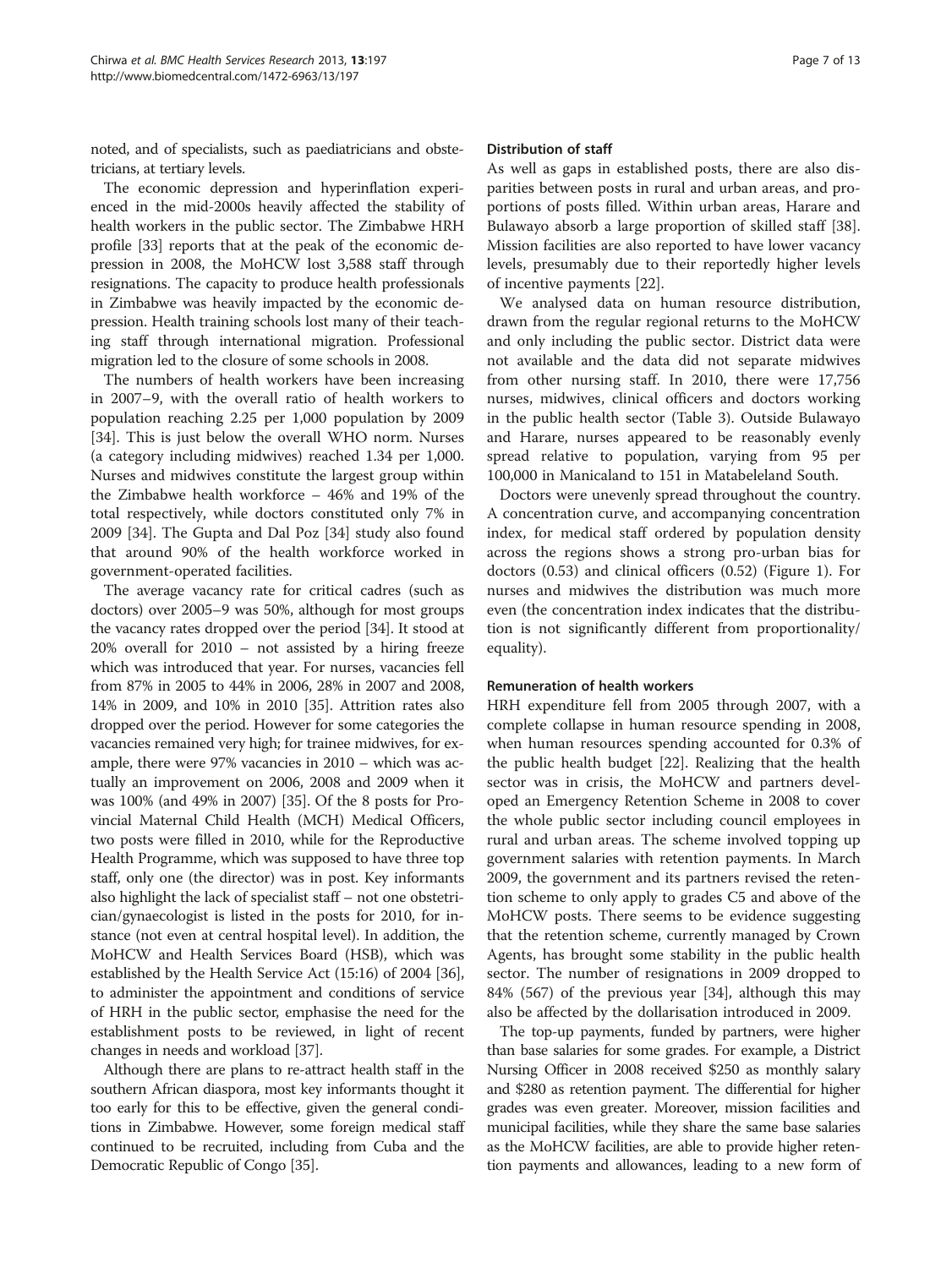noted, and of specialists, such as paediatricians and obstetricians, at tertiary levels.

The economic depression and hyperinflation experienced in the mid-2000s heavily affected the stability of health workers in the public sector. The Zimbabwe HRH profile [33] reports that at the peak of the economic depression in 2008, the MoHCW lost 3,588 staff through resignations. The capacity to produce health professionals in Zimbabwe was heavily impacted by the economic depression. Health training schools lost many of their teaching staff through international migration. Professional migration led to the closure of some schools in 2008.

The numbers of health workers have been increasing in 2007–9, with the overall ratio of health workers to population reaching 2.25 per 1,000 population by 2009 [34]. This is just below the overall WHO norm. Nurses (a category including midwives) reached 1.34 per 1,000. Nurses and midwives constitute the largest group within the Zimbabwe health workforce – 46% and 19% of the total respectively, while doctors constituted only 7% in 2009 [34]. The Gupta and Dal Poz [34] study also found that around 90% of the health workforce worked in government-operated facilities.

The average vacancy rate for critical cadres (such as doctors) over 2005–9 was 50%, although for most groups the vacancy rates dropped over the period [34]. It stood at 20% overall for 2010 – not assisted by a hiring freeze which was introduced that year. For nurses, vacancies fell from 87% in 2005 to 44% in 2006, 28% in 2007 and 2008, 14% in 2009, and 10% in 2010 [35]. Attrition rates also dropped over the period. However for some categories the vacancies remained very high; for trainee midwives, for example, there were 97% vacancies in 2010 – which was actually an improvement on 2006, 2008 and 2009 when it was 100% (and 49% in 2007) [35]. Of the 8 posts for Provincial Maternal Child Health (MCH) Medical Officers, two posts were filled in 2010, while for the Reproductive Health Programme, which was supposed to have three top staff, only one (the director) was in post. Key informants also highlight the lack of specialist staff – not one obstetrician/gynaecologist is listed in the posts for 2010, for instance (not even at central hospital level). In addition, the MoHCW and Health Services Board (HSB), which was established by the Health Service Act (15:16) of 2004 [36], to administer the appointment and conditions of service of HRH in the public sector, emphasise the need for the establishment posts to be reviewed, in light of recent changes in needs and workload [37].

Although there are plans to re-attract health staff in the southern African diaspora, most key informants thought it too early for this to be effective, given the general conditions in Zimbabwe. However, some foreign medical staff continued to be recruited, including from Cuba and the Democratic Republic of Congo [35].

### Distribution of staff

As well as gaps in established posts, there are also disparities between posts in rural and urban areas, and proportions of posts filled. Within urban areas, Harare and Bulawayo absorb a large proportion of skilled staff [38]. Mission facilities are also reported to have lower vacancy levels, presumably due to their reportedly higher levels of incentive payments [22].

We analysed data on human resource distribution, drawn from the regular regional returns to the MoHCW and only including the public sector. District data were not available and the data did not separate midwives from other nursing staff. In 2010, there were 17,756 nurses, midwives, clinical officers and doctors working in the public health sector (Table 3). Outside Bulawayo and Harare, nurses appeared to be reasonably evenly spread relative to population, varying from 95 per 100,000 in Manicaland to 151 in Matabeleland South.

Doctors were unevenly spread throughout the country. A concentration curve, and accompanying concentration index, for medical staff ordered by population density across the regions shows a strong pro-urban bias for doctors (0.53) and clinical officers (0.52) (Figure 1). For nurses and midwives the distribution was much more even (the concentration index indicates that the distribution is not significantly different from proportionality/equality).

### Remuneration of health workers

HRH expenditure fell from 2005 through 2007, with a complete collapse in human resource spending in 2008, when human resources spending accounted for 0.3% of the public health budget [22]. Realizing that the health sector was in crisis, the MoHCW and partners developed an Emergency Retention Scheme in 2008 to cover the whole public sector including council employees in rural and urban areas. The scheme involved topping up government salaries with retention payments. In March 2009, the government and its partners revised the retention scheme to only apply to grades C5 and above of the MoHCW posts. There seems to be evidence suggesting that the retention scheme, currently managed by Crown Agents, has brought some stability in the public health sector. The number of resignations in 2009 dropped to 84% (567) of the previous year [34], although this may also be affected by the dollarisation introduced in 2009.

The top-up payments, funded by partners, were higher than base salaries for some grades. For example, a District Nursing Officer in 2008 received $250 as monthly salary and $280 as retention payment. The differential for higher grades was even greater. Moreover, mission facilities and municipal facilities, while they share the same base salaries as the MoHCW facilities, are able to provide higher retention payments and allowances, leading to a new form of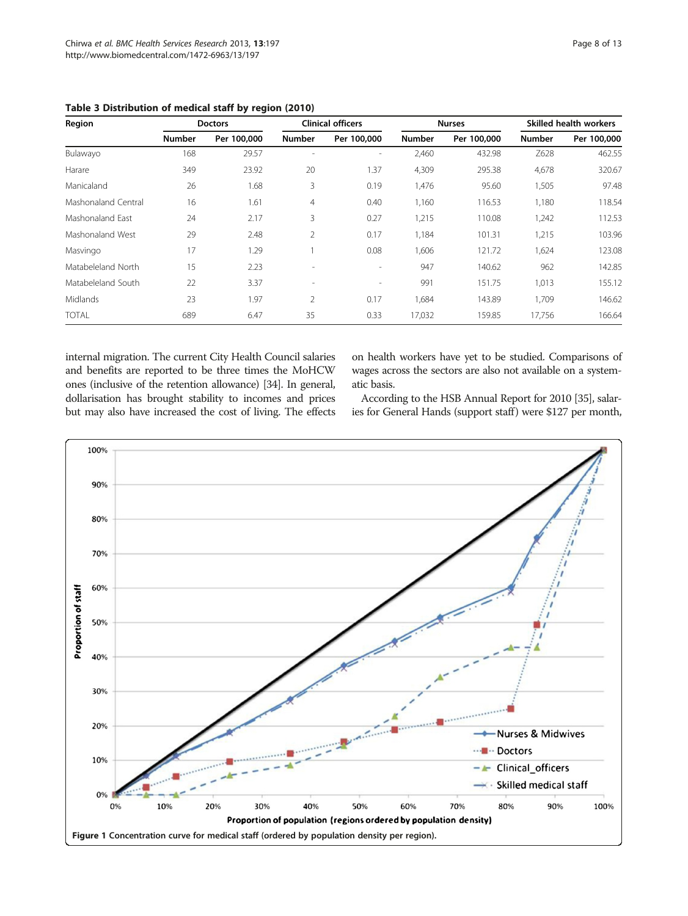**Table 3 Distribution of medical staff by region (2010)**

| Region | Doctors | | Clinical officers | | Nurses | | Skilled health workers | |
|---|---|---|---|---|---|---|---|---|
| | Number | Per 100,000 | Number | Per 100,000 | Number | Per 100,000 | Number | Per 100,000 |
| Bulawayo | 168 | 29.57 | - | - | 2,460 | 432.98 | Z628 | 462.55 |
| Harare | 349 | 23.92 | 20 | 1.37 | 4,309 | 295.38 | 4,678 | 320.67 |
| Manicaland | 26 | 1.68 | 3 | 0.19 | 1,476 | 95.60 | 1,505 | 97.48 |
| Mashonaland Central | 16 | 1.61 | 4 | 0.40 | 1,160 | 116.53 | 1,180 | 118.54 |
| Mashonaland East | 24 | 2.17 | 3 | 0.27 | 1,215 | 110.08 | 1,242 | 112.53 |
| Mashonaland West | 29 | 2.48 | 2 | 0.17 | 1,184 | 101.31 | 1,215 | 103.96 |
| Masvingo | 17 | 1.29 | 1 | 0.08 | 1,606 | 121.72 | 1,624 | 123.08 |
| Matabeleland North | 15 | 2.23 | - | - | 947 | 140.62 | 962 | 142.85 |
| Matabeleland South | 22 | 3.37 | - | - | 991 | 151.75 | 1,013 | 155.12 |
| Midlands | 23 | 1.97 | 2 | 0.17 | 1,684 | 143.89 | 1,709 | 146.62 |
| TOTAL | 689 | 6.47 | 35 | 0.33 | 17,032 | 159.85 | 17,756 | 166.64 |

internal migration. The current City Health Council salaries and benefits are reported to be three times the MoHCW ones (inclusive of the retention allowance) [34]. In general, dollarisation has brought stability to incomes and prices but may also have increased the cost of living. The effects on health workers have yet to be studied. Comparisons of wages across the sectors are also not available on a systematic basis.

According to the HSB Annual Report for 2010 [35], salaries for General Hands (support staff) were $127 per month,

**Figure 1** Concentration curve for medical staff (ordered by population density per region).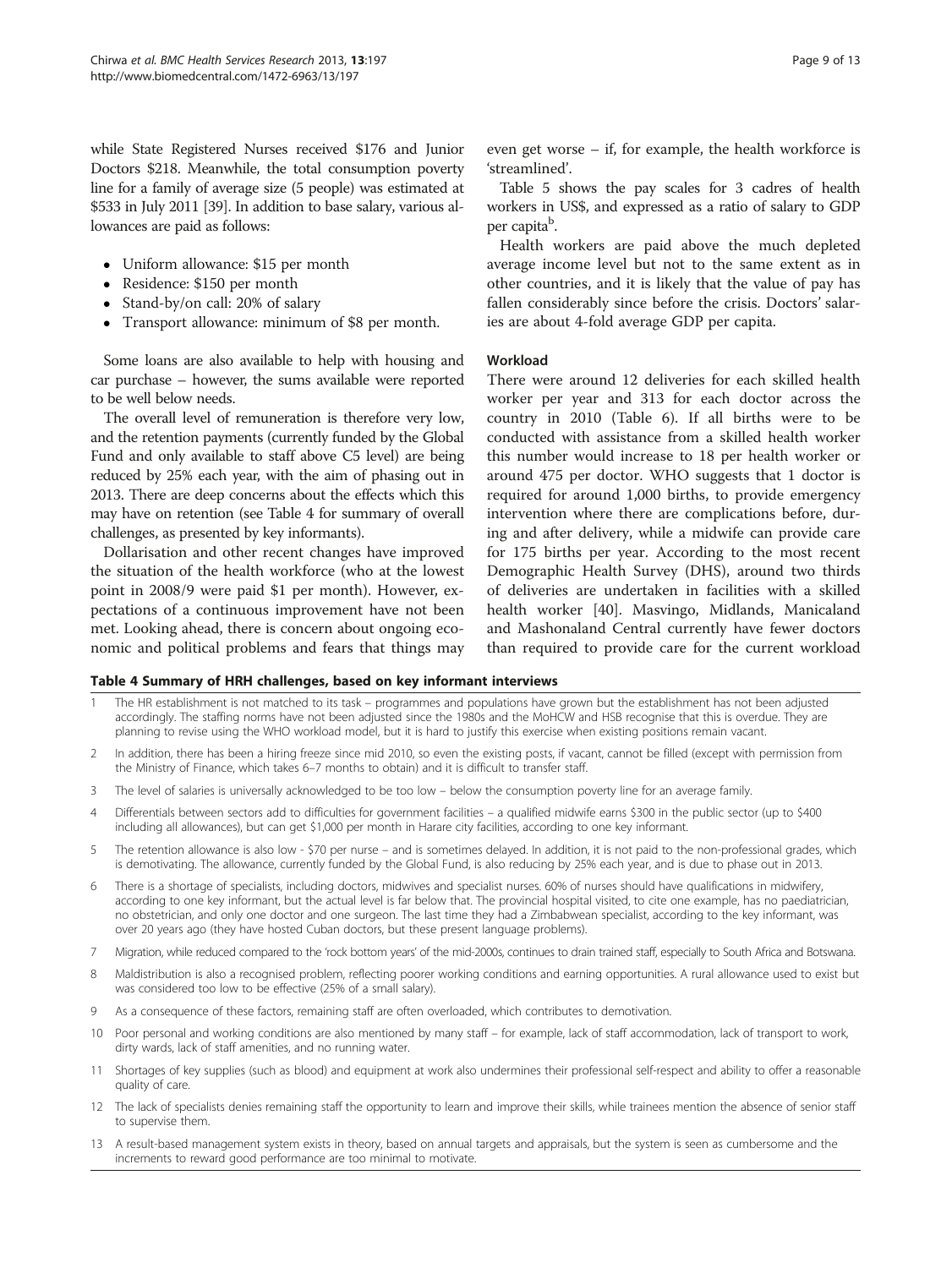while State Registered Nurses received $176 and Junior Doctors $218. Meanwhile, the total consumption poverty line for a family of average size (5 people) was estimated at $533 in July 2011 [39]. In addition to base salary, various allowances are paid as follows:

- Uniform allowance: $15 per month
- Residence: $150 per month
- Stand-by/on call: 20% of salary
- Transport allowance: minimum of $8 per month.

Some loans are also available to help with housing and car purchase – however, the sums available were reported to be well below needs.

The overall level of remuneration is therefore very low, and the retention payments (currently funded by the Global Fund and only available to staff above C5 level) are being reduced by 25% each year, with the aim of phasing out in 2013. There are deep concerns about the effects which this may have on retention (see Table 4 for summary of overall challenges, as presented by key informants).

Dollarisation and other recent changes have improved the situation of the health workforce (who at the lowest point in 2008/9 were paid $1 per month). However, expectations of a continuous improvement have not been met. Looking ahead, there is concern about ongoing economic and political problems and fears that things may even get worse – if, for example, the health workforce is 'streamlined'.

Table 5 shows the pay scales for 3 cadres of health workers in US$, and expressed as a ratio of salary to GDP per capita[b].

Health workers are paid above the much depleted average income level but not to the same extent as in other countries, and it is likely that the value of pay has fallen considerably since before the crisis. Doctors' salaries are about 4-fold average GDP per capita.

### Workload

There were around 12 deliveries for each skilled health worker per year and 313 for each doctor across the country in 2010 (Table 6). If all births were to be conducted with assistance from a skilled health worker this number would increase to 18 per health worker or around 475 per doctor. WHO suggests that 1 doctor is required for around 1,000 births, to provide emergency intervention where there are complications before, during and after delivery, while a midwife can provide care for 175 births per year. According to the most recent Demographic Health Survey (DHS), around two thirds of deliveries are undertaken in facilities with a skilled health worker [40]. Masvingo, Midlands, Manicaland and Mashonaland Central currently have fewer doctors than required to provide care for the current workload

**Table 4 Summary of HRH challenges, based on key informant interviews**

| | |
|---|---|
| 1 | The HR establishment is not matched to its task – programmes and populations have grown but the establishment has not been adjusted accordingly. The staffing norms have not been adjusted since the 1980s and the MoHCW and HSB recognise that this is overdue. They are planning to revise using the WHO workload model, but it is hard to justify this exercise when existing positions remain vacant. |
| 2 | In addition, there has been a hiring freeze since mid 2010, so even the existing posts, if vacant, cannot be filled (except with permission from the Ministry of Finance, which takes 6–7 months to obtain) and it is difficult to transfer staff. |
| 3 | The level of salaries is universally acknowledged to be too low – below the consumption poverty line for an average family. |
| 4 | Differentials between sectors add to difficulties for government facilities – a qualified midwife earns $300 in the public sector (up to $400 including all allowances), but can get $1,000 per month in Harare city facilities, according to one key informant. |
| 5 | The retention allowance is also low - $70 per nurse – and is sometimes delayed. In addition, it is not paid to the non-professional grades, which is demotivating. The allowance, currently funded by the Global Fund, is also reducing by 25% each year, and is due to phase out in 2013. |
| 6 | There is a shortage of specialists, including doctors, midwives and specialist nurses. 60% of nurses should have qualifications in midwifery, according to one key informant, but the actual level is far below that. The provincial hospital visited, to cite one example, has no paediatrician, no obstetrician, and only one doctor and one surgeon. The last time they had a Zimbabwean specialist, according to the key informant, was over 20 years ago (they have hosted Cuban doctors, but these present language problems). |
| 7 | Migration, while reduced compared to the 'rock bottom years' of the mid-2000s, continues to drain trained staff, especially to South Africa and Botswana. |
| 8 | Maldistribution is also a recognised problem, reflecting poorer working conditions and earning opportunities. A rural allowance used to exist but was considered too low to be effective (25% of a small salary). |
| 9 | As a consequence of these factors, remaining staff are often overloaded, which contributes to demotivation. |
| 10 | Poor personal and working conditions are also mentioned by many staff – for example, lack of staff accommodation, lack of transport to work, dirty wards, lack of staff amenities, and no running water. |
| 11 | Shortages of key supplies (such as blood) and equipment at work also undermines their professional self-respect and ability to offer a reasonable quality of care. |
| 12 | The lack of specialists denies remaining staff the opportunity to learn and improve their skills, while trainees mention the absence of senior staff to supervise them. |
| 13 | A result-based management system exists in theory, based on annual targets and appraisals, but the system is seen as cumbersome and the increments to reward good performance are too minimal to motivate. |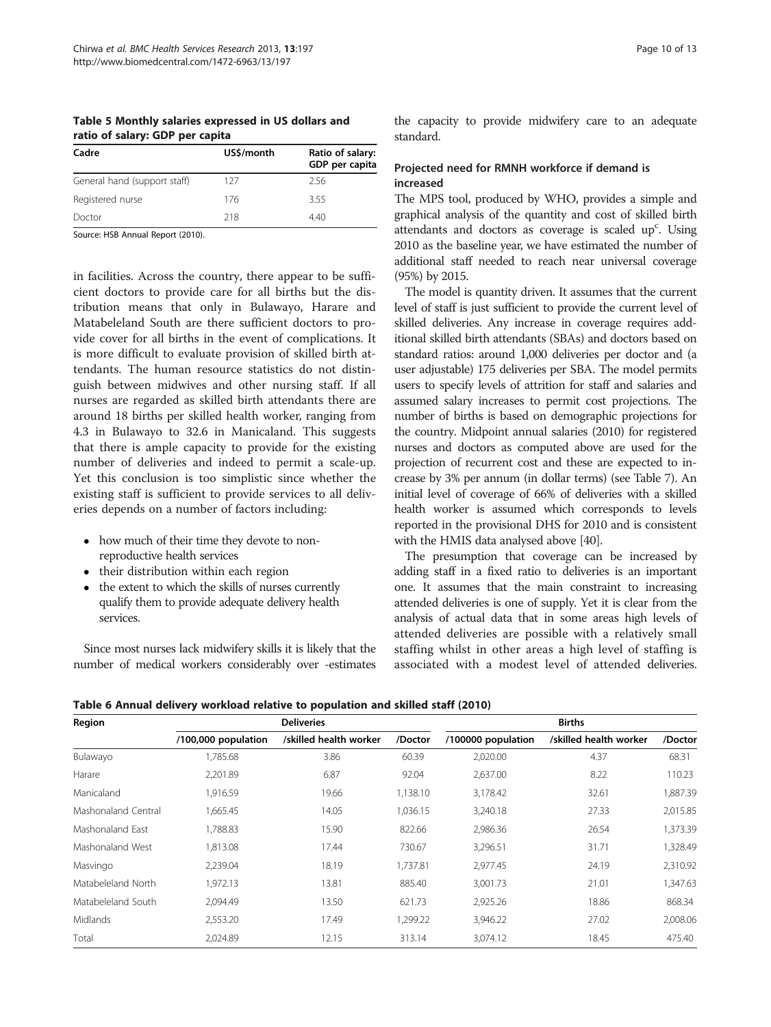**Table 5 Monthly salaries expressed in US dollars and ratio of salary: GDP per capita**

| Cadre | US$/month | Ratio of salary: GDP per capita |
|---|---|---|
| General hand (support staff) | 127 | 2.56 |
| Registered nurse | 176 | 3.55 |
| Doctor | 218 | 4.40 |

Source: HSB Annual Report (2010).

in facilities. Across the country, there appear to be sufficient doctors to provide care for all births but the distribution means that only in Bulawayo, Harare and Matabeleland South are there sufficient doctors to provide cover for all births in the event of complications. It is more difficult to evaluate provision of skilled birth attendants. The human resource statistics do not distinguish between midwives and other nursing staff. If all nurses are regarded as skilled birth attendants there are around 18 births per skilled health worker, ranging from 4.3 in Bulawayo to 32.6 in Manicaland. This suggests that there is ample capacity to provide for the existing number of deliveries and indeed to permit a scale-up. Yet this conclusion is too simplistic since whether the existing staff is sufficient to provide services to all deliveries depends on a number of factors including:

- how much of their time they devote to non-reproductive health services
- their distribution within each region
- the extent to which the skills of nurses currently qualify them to provide adequate delivery health services.

Since most nurses lack midwifery skills it is likely that the number of medical workers considerably over -estimates the capacity to provide midwifery care to an adequate standard.

### Projected need for RMNH workforce if demand is increased

The MPS tool, produced by WHO, provides a simple and graphical analysis of the quantity and cost of skilled birth attendants and doctors as coverage is scaled up[c]. Using 2010 as the baseline year, we have estimated the number of additional staff needed to reach near universal coverage (95%) by 2015.

The model is quantity driven. It assumes that the current level of staff is just sufficient to provide the current level of skilled deliveries. Any increase in coverage requires additional skilled birth attendants (SBAs) and doctors based on standard ratios: around 1,000 deliveries per doctor and (a user adjustable) 175 deliveries per SBA. The model permits users to specify levels of attrition for staff and salaries and assumed salary increases to permit cost projections. The number of births is based on demographic projections for the country. Midpoint annual salaries (2010) for registered nurses and doctors as computed above are used for the projection of recurrent cost and these are expected to increase by 3% per annum (in dollar terms) (see Table 7). An initial level of coverage of 66% of deliveries with a skilled health worker is assumed which corresponds to levels reported in the provisional DHS for 2010 and is consistent with the HMIS data analysed above [40].

The presumption that coverage can be increased by adding staff in a fixed ratio to deliveries is an important one. It assumes that the main constraint to increasing attended deliveries is one of supply. Yet it is clear from the analysis of actual data that in some areas high levels of attended deliveries are possible with a relatively small staffing whilst in other areas a high level of staffing is associated with a modest level of attended deliveries.

**Table 6 Annual delivery workload relative to population and skilled staff (2010)**

| Region | Deliveries | | | Births | | |
|---|---|---|---|---|---|---|
| | /100,000 population | /skilled health worker | /Doctor | /100000 population | /skilled health worker | /Doctor |
| Bulawayo | 1,785.68 | 3.86 | 60.39 | 2,020.00 | 4.37 | 68.31 |
| Harare | 2,201.89 | 6.87 | 92.04 | 2,637.00 | 8.22 | 110.23 |
| Manicaland | 1,916.59 | 19.66 | 1,138.10 | 3,178.42 | 32.61 | 1,887.39 |
| Mashonaland Central | 1,665.45 | 14.05 | 1,036.15 | 3,240.18 | 27.33 | 2,015.85 |
| Mashonaland East | 1,788.83 | 15.90 | 822.66 | 2,986.36 | 26.54 | 1,373.39 |
| Mashonaland West | 1,813.08 | 17.44 | 730.67 | 3,296.51 | 31.71 | 1,328.49 |
| Masvingo | 2,239.04 | 18.19 | 1,737.81 | 2,977.45 | 24.19 | 2,310.92 |
| Matabeleland North | 1,972.13 | 13.81 | 885.40 | 3,001.73 | 21.01 | 1,347.63 |
| Matabeleland South | 2,094.49 | 13.50 | 621.73 | 2,925.26 | 18.86 | 868.34 |
| Midlands | 2,553.20 | 17.49 | 1,299.22 | 3,946.22 | 27.02 | 2,008.06 |
| Total | 2,024.89 | 12.15 | 313.14 | 3,074.12 | 18.45 | 475.40 |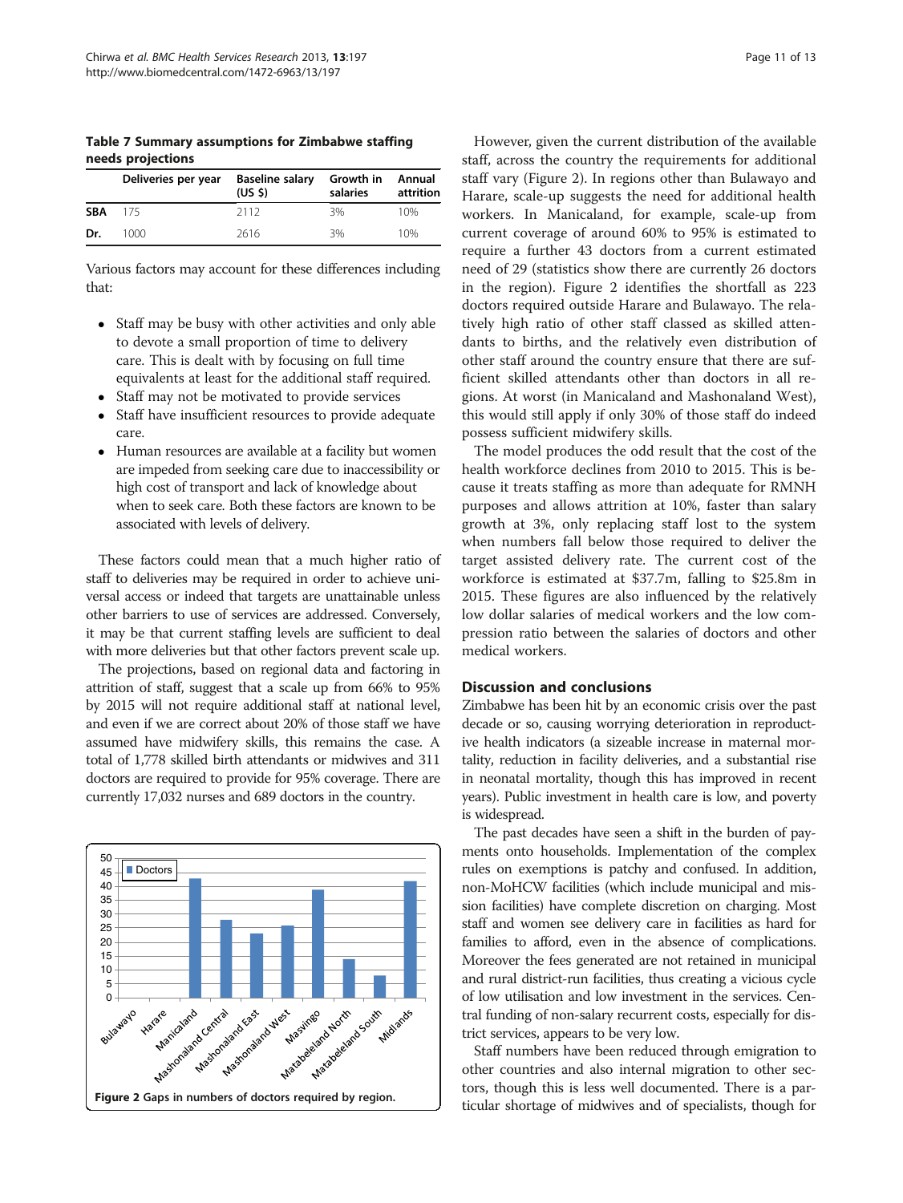**Table 7 Summary assumptions for Zimbabwe staffing needs projections**

| | Deliveries per year | Baseline salary (US $) | Growth in salaries | Annual attrition |
|---|---|---|---|---|
| **SBA** | 175 | 2112 | 3% | 10% |
| **Dr.** | 1000 | 2616 | 3% | 10% |

Various factors may account for these differences including that:

- Staff may be busy with other activities and only able to devote a small proportion of time to delivery care. This is dealt with by focusing on full time equivalents at least for the additional staff required.
- Staff may not be motivated to provide services
- Staff have insufficient resources to provide adequate care.
- Human resources are available at a facility but women are impeded from seeking care due to inaccessibility or high cost of transport and lack of knowledge about when to seek care. Both these factors are known to be associated with levels of delivery.

These factors could mean that a much higher ratio of staff to deliveries may be required in order to achieve universal access or indeed that targets are unattainable unless other barriers to use of services are addressed. Conversely, it may be that current staffing levels are sufficient to deal with more deliveries but that other factors prevent scale up.

The projections, based on regional data and factoring in attrition of staff, suggest that a scale up from 66% to 95% by 2015 will not require additional staff at national level, and even if we are correct about 20% of those staff we have assumed have midwifery skills, this remains the case. A total of 1,778 skilled birth attendants or midwives and 311 doctors are required to provide for 95% coverage. There are currently 17,032 nurses and 689 doctors in the country.

**Figure 2** Gaps in numbers of doctors required by region.

However, given the current distribution of the available staff, across the country the requirements for additional staff vary (Figure 2). In regions other than Bulawayo and Harare, scale-up suggests the need for additional health workers. In Manicaland, for example, scale-up from current coverage of around 60% to 95% is estimated to require a further 43 doctors from a current estimated need of 29 (statistics show there are currently 26 doctors in the region). Figure 2 identifies the shortfall as 223 doctors required outside Harare and Bulawayo. The relatively high ratio of other staff classed as skilled attendants to births, and the relatively even distribution of other staff around the country ensure that there are sufficient skilled attendants other than doctors in all regions. At worst (in Manicaland and Mashonaland West), this would still apply if only 30% of those staff do indeed possess sufficient midwifery skills.

The model produces the odd result that the cost of the health workforce declines from 2010 to 2015. This is because it treats staffing as more than adequate for RMNH purposes and allows attrition at 10%, faster than salary growth at 3%, only replacing staff lost to the system when numbers fall below those required to deliver the target assisted delivery rate. The current cost of the workforce is estimated at $37.7m, falling to $25.8m in 2015. These figures are also influenced by the relatively low dollar salaries of medical workers and the low compression ratio between the salaries of doctors and other medical workers.

## Discussion and conclusions

Zimbabwe has been hit by an economic crisis over the past decade or so, causing worrying deterioration in reproductive health indicators (a sizeable increase in maternal mortality, reduction in facility deliveries, and a substantial rise in neonatal mortality, though this has improved in recent years). Public investment in health care is low, and poverty is widespread.

The past decades have seen a shift in the burden of payments onto households. Implementation of the complex rules on exemptions is patchy and confused. In addition, non-MoHCW facilities (which include municipal and mission facilities) have complete discretion on charging. Most staff and women see delivery care in facilities as hard for families to afford, even in the absence of complications. Moreover the fees generated are not retained in municipal and rural district-run facilities, thus creating a vicious cycle of low utilisation and low investment in the services. Central funding of non-salary recurrent costs, especially for district services, appears to be very low.

Staff numbers have been reduced through emigration to other countries and also internal migration to other sectors, though this is less well documented. There is a particular shortage of midwives and of specialists, though for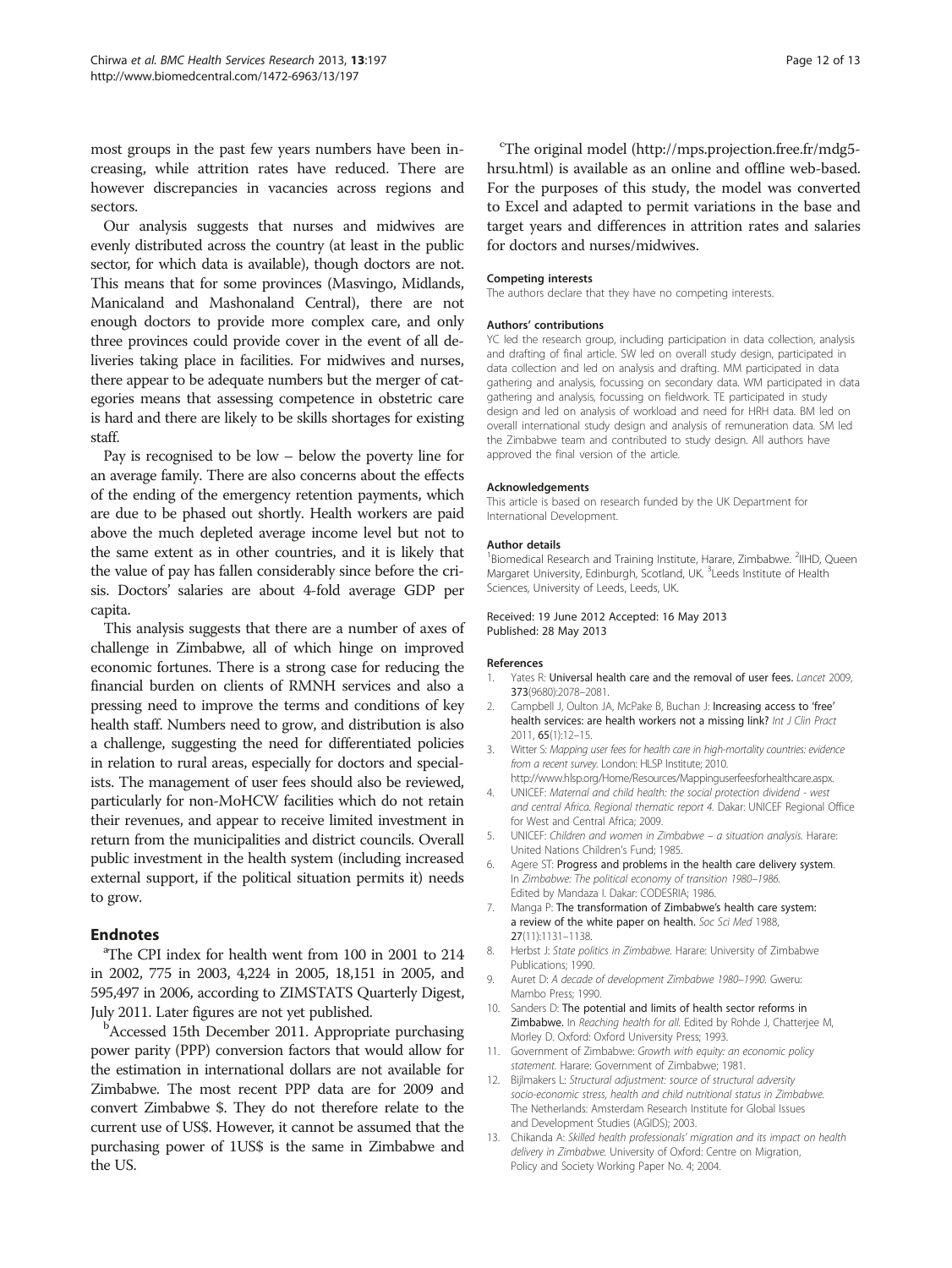most groups in the past few years numbers have been increasing, while attrition rates have reduced. There are however discrepancies in vacancies across regions and sectors.

Our analysis suggests that nurses and midwives are evenly distributed across the country (at least in the public sector, for which data is available), though doctors are not. This means that for some provinces (Masvingo, Midlands, Manicaland and Mashonaland Central), there are not enough doctors to provide more complex care, and only three provinces could provide cover in the event of all deliveries taking place in facilities. For midwives and nurses, there appear to be adequate numbers but the merger of categories means that assessing competence in obstetric care is hard and there are likely to be skills shortages for existing staff.

Pay is recognised to be low – below the poverty line for an average family. There are also concerns about the effects of the ending of the emergency retention payments, which are due to be phased out shortly. Health workers are paid above the much depleted average income level but not to the same extent as in other countries, and it is likely that the value of pay has fallen considerably since before the crisis. Doctors' salaries are about 4-fold average GDP per capita.

This analysis suggests that there are a number of axes of challenge in Zimbabwe, all of which hinge on improved economic fortunes. There is a strong case for reducing the financial burden on clients of RMNH services and also a pressing need to improve the terms and conditions of key health staff. Numbers need to grow, and distribution is also a challenge, suggesting the need for differentiated policies in relation to rural areas, especially for doctors and specialists. The management of user fees should also be reviewed, particularly for non-MoHCW facilities which do not retain their revenues, and appear to receive limited investment in return from the municipalities and district councils. Overall public investment in the health system (including increased external support, if the political situation permits it) needs to grow.

## Endnotes

[a]The CPI index for health went from 100 in 2001 to 214 in 2002, 775 in 2003, 4,224 in 2005, 18,151 in 2005, and 595,497 in 2006, according to ZIMSTATS Quarterly Digest, July 2011. Later figures are not yet published.

[b]Accessed 15th December 2011. Appropriate purchasing power parity (PPP) conversion factors that would allow for the estimation in international dollars are not available for Zimbabwe. The most recent PPP data are for 2009 and convert Zimbabwe $. They do not therefore relate to the current use of US$. However, it cannot be assumed that the purchasing power of 1US$ is the same in Zimbabwe and the US.

[c]The original model (http://mps.projection.free.fr/mdg5-hrsu.html) is available as an online and offline web-based. For the purposes of this study, the model was converted to Excel and adapted to permit variations in the base and target years and differences in attrition rates and salaries for doctors and nurses/midwives.

#### Competing interests

The authors declare that they have no competing interests.

#### Authors' contributions

YC led the research group, including participation in data collection, analysis and drafting of final article. SW led on overall study design, participated in data collection and led on analysis and drafting. MM participated in data gathering and analysis, focussing on secondary data. WM participated in data gathering and analysis, focussing on fieldwork. TE participated in study design and led on analysis of workload and need for HRH data. BM led on overall international study design and analysis of remuneration data. SM led the Zimbabwe team and contributed to study design. All authors have approved the final version of the article.

#### Acknowledgements

This article is based on research funded by the UK Department for International Development.

#### Author details

[1]Biomedical Research and Training Institute, Harare, Zimbabwe. [2]IIHD, Queen Margaret University, Edinburgh, Scotland, UK. [3]Leeds Institute of Health Sciences, University of Leeds, Leeds, UK.

Received: 19 June 2012 Accepted: 16 May 2013
Published: 28 May 2013

#### References

1. Yates R: **Universal health care and the removal of user fees.** *Lancet* 2009, **373**(9680):2078–2081.
2. Campbell J, Oulton JA, McPake B, Buchan J: **Increasing access to 'free' health services: are health workers not a missing link?** *Int J Clin Pract* 2011, **65**(1):12–15.
3. Witter S: *Mapping user fees for health care in high-mortality countries: evidence from a recent survey.* London: HLSP Institute; 2010. http://www.hlsp.org/Home/Resources/Mappinguserfeesforhealthcare.aspx.
4. UNICEF: *Maternal and child health: the social protection dividend - west and central Africa. Regional thematic report 4.* Dakar: UNICEF Regional Office for West and Central Africa; 2009.
5. UNICEF: *Children and women in Zimbabwe – a situation analysis.* Harare: United Nations Children's Fund; 1985.
6. Agere ST: **Progress and problems in the health care delivery system.** In *Zimbabwe: The political economy of transition 1980–1986.* Edited by Mandaza I. Dakar: CODESRIA; 1986.
7. Manga P: **The transformation of Zimbabwe's health care system: a review of the white paper on health.** *Soc Sci Med* 1988, **27**(11):1131–1138.
8. Herbst J: *State politics in Zimbabwe.* Harare: University of Zimbabwe Publications; 1990.
9. Auret D: *A decade of development Zimbabwe 1980–1990.* Gweru: Mambo Press; 1990.
10. Sanders D: **The potential and limits of health sector reforms in Zimbabwe.** In *Reaching health for all.* Edited by Rohde J, Chatterjee M, Morley D. Oxford: Oxford University Press; 1993.
11. Government of Zimbabwe: *Growth with equity: an economic policy statement.* Harare: Government of Zimbabwe; 1981.
12. Bijlmakers L: *Structural adjustment: source of structural adversity socio-economic stress, health and child nutritional status in Zimbabwe.* The Netherlands: Amsterdam Research Institute for Global Issues and Development Studies (AGIDS); 2003.
13. Chikanda A: *Skilled health professionals' migration and its impact on health delivery in Zimbabwe.* University of Oxford: Centre on Migration, Policy and Society Working Paper No. 4; 2004.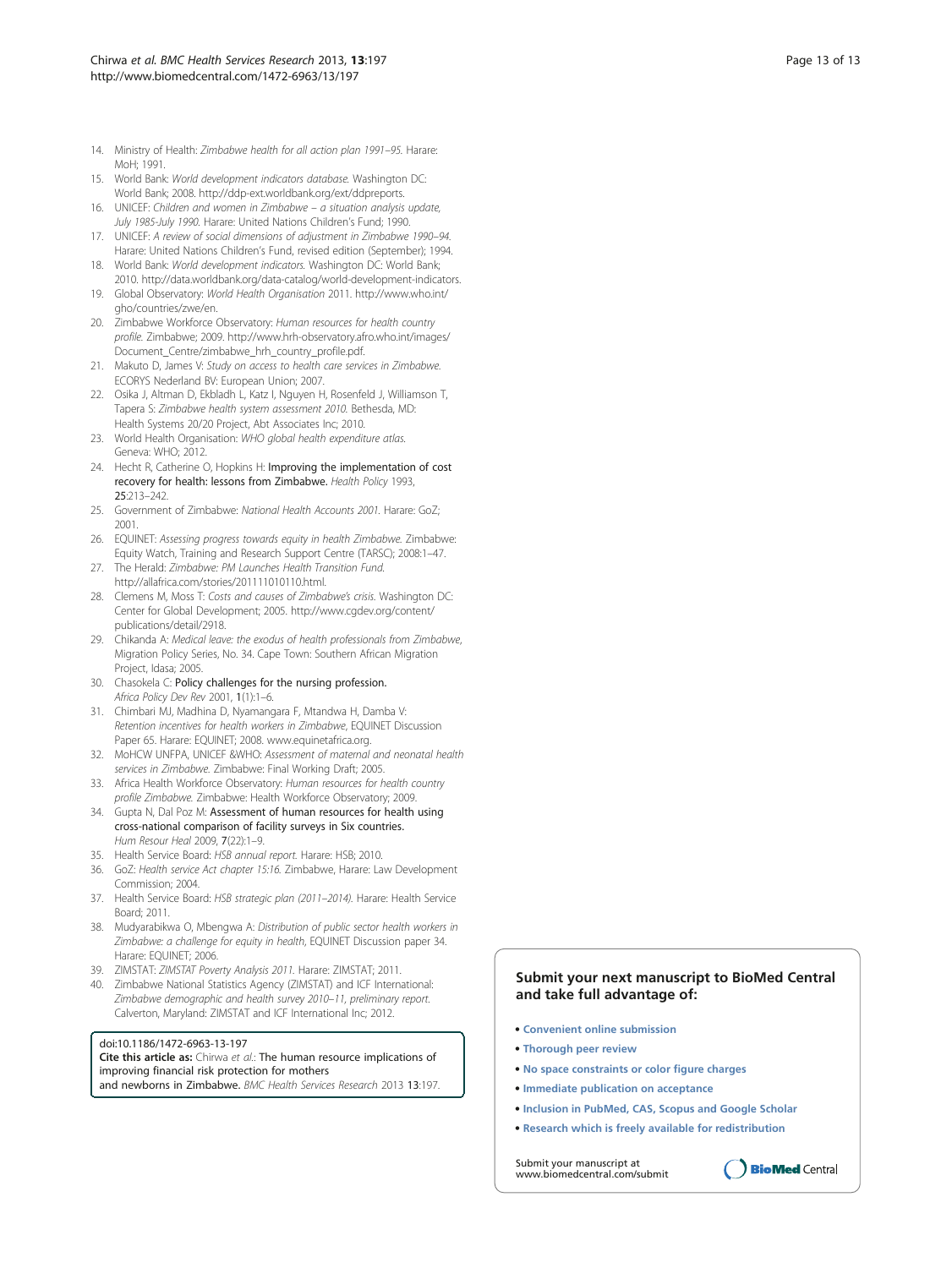14. Ministry of Health: *Zimbabwe health for all action plan 1991–95.* Harare: MoH; 1991.
15. World Bank: *World development indicators database.* Washington DC: World Bank; 2008. http://ddp-ext.worldbank.org/ext/ddpreports.
16. UNICEF: *Children and women in Zimbabwe – a situation analysis update, July 1985-July 1990.* Harare: United Nations Children's Fund; 1990.
17. UNICEF: *A review of social dimensions of adjustment in Zimbabwe 1990–94.* Harare: United Nations Children's Fund, revised edition (September); 1994.
18. World Bank: *World development indicators.* Washington DC: World Bank; 2010. http://data.worldbank.org/data-catalog/world-development-indicators.
19. Global Observatory: *World Health Organisation* 2011. http://www.who.int/gho/countries/zwe/en.
20. Zimbabwe Workforce Observatory: *Human resources for health country profile.* Zimbabwe; 2009. http://www.hrh-observatory.afro.who.int/images/Document_Centre/zimbabwe_hrh_country_profile.pdf.
21. Makuto D, James V: *Study on access to health care services in Zimbabwe.* ECORYS Nederland BV: European Union; 2007.
22. Osika J, Altman D, Ekbladh L, Katz I, Nguyen H, Rosenfeld J, Williamson T, Tapera S: *Zimbabwe health system assessment 2010.* Bethesda, MD: Health Systems 20/20 Project, Abt Associates Inc; 2010.
23. World Health Organisation: *WHO global health expenditure atlas.* Geneva: WHO; 2012.
24. Hecht R, Catherine O, Hopkins H: **Improving the implementation of cost recovery for health: lessons from Zimbabwe.** *Health Policy* 1993, **25**:213–242.
25. Government of Zimbabwe: *National Health Accounts 2001.* Harare: GoZ; 2001.
26. EQUINET: *Assessing progress towards equity in health Zimbabwe.* Zimbabwe: Equity Watch, Training and Research Support Centre (TARSC); 2008:1–47.
27. The Herald: *Zimbabwe: PM Launches Health Transition Fund.* http://allafrica.com/stories/201111010110.html.
28. Clemens M, Moss T: *Costs and causes of Zimbabwe's crisis.* Washington DC: Center for Global Development; 2005. http://www.cgdev.org/content/publications/detail/2918.
29. Chikanda A: *Medical leave: the exodus of health professionals from Zimbabwe,* Migration Policy Series, No. 34. Cape Town: Southern African Migration Project, Idasa; 2005.
30. Chasokela C: **Policy challenges for the nursing profession.** *Africa Policy Dev Rev* 2001, **1**(1):1–6.
31. Chimbari MJ, Madhina D, Nyamangara F, Mtandwa H, Damba V: *Retention incentives for health workers in Zimbabwe,* EQUINET Discussion Paper 65. Harare: EQUINET; 2008. www.equinetafrica.org.
32. MoHCW UNFPA, UNICEF &WHO: *Assessment of maternal and neonatal health services in Zimbabwe.* Zimbabwe: Final Working Draft; 2005.
33. Africa Health Workforce Observatory: *Human resources for health country profile Zimbabwe.* Zimbabwe: Health Workforce Observatory; 2009.
34. Gupta N, Dal Poz M: **Assessment of human resources for health using cross-national comparison of facility surveys in Six countries.** *Hum Resour Heal* 2009, **7**(22):1–9.
35. Health Service Board: *HSB annual report.* Harare: HSB; 2010.
36. GoZ: *Health service Act chapter 15:16.* Zimbabwe, Harare: Law Development Commission; 2004.
37. Health Service Board: *HSB strategic plan (2011–2014).* Harare: Health Service Board; 2011.
38. Mudyarabikwa O, Mbengwa A: *Distribution of public sector health workers in Zimbabwe: a challenge for equity in health,* EQUINET Discussion paper 34. Harare: EQUINET; 2006.
39. ZIMSTAT: *ZIMSTAT Poverty Analysis 2011.* Harare: ZIMSTAT; 2011.
40. Zimbabwe National Statistics Agency (ZIMSTAT) and ICF International: *Zimbabwe demographic and health survey 2010–11, preliminary report.* Calverton, Maryland: ZIMSTAT and ICF International Inc; 2012.

doi:10.1186/1472-6963-13-197
**Cite this article as:** Chirwa *et al.*: The human resource implications of improving financial risk protection for mothers and newborns in Zimbabwe. *BMC Health Services Research* 2013 **13**:197.